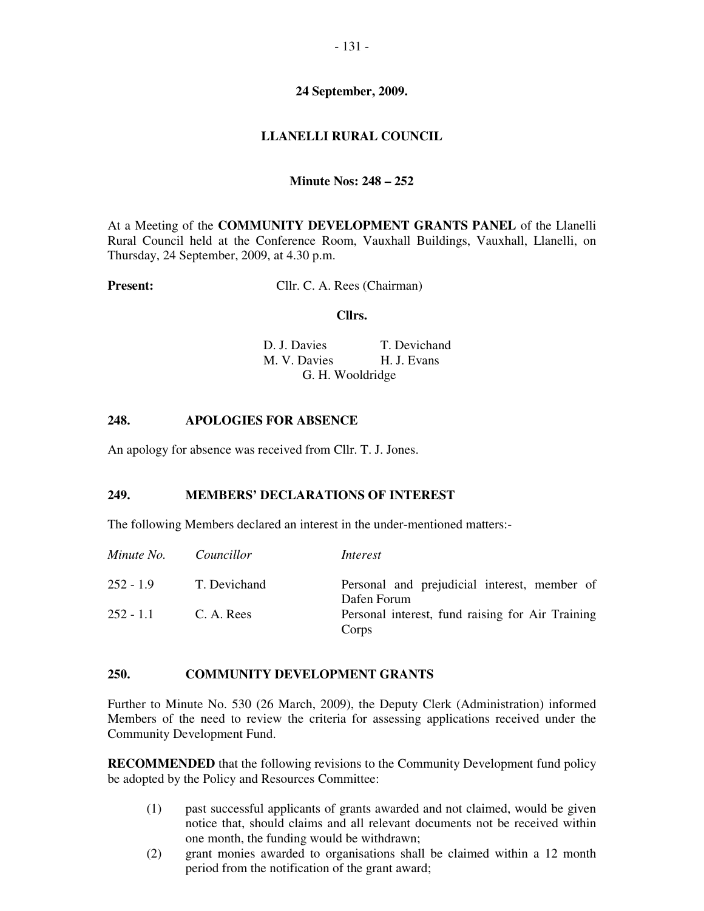**24 September, 2009.**

# LLANELLI RURAL COUNCIL

**Minute Nos: 248 – 252**

At a Meeting of the **COMMUNITY DEVELOPMENT GRANTS PANEL** of the Llanelli Rural Council held at the Conference Room, Vauxhall Buildings, Vauxhall, Llanelli, on Thursday, 24 September, 2009, at 4.30 p.m.

**Present:** Cllr. C. A. Rees (Chairman)

**Cllrs.**

D. J. Davies, T. Devichand, M. V. Davies, H. J. Evans, G. H. Wooldridge

## 248. APOLOGIES FOR ABSENCE

An apology for absence was received from Cllr. T. J. Jones.

## 249. MEMBERS' DECLARATIONS OF INTEREST

The following Members declared an interest in the under-mentioned matters:-

| *Minute No.* | *Councillor* | *Interest* |
|---|---|---|
| 252 - 1.9 | T. Devichand | Personal and prejudicial interest, member of Dafen Forum |
| 252 - 1.1 | C. A. Rees | Personal interest, fund raising for Air Training Corps |

## 250. COMMUNITY DEVELOPMENT GRANTS

Further to Minute No. 530 (26 March, 2009), the Deputy Clerk (Administration) informed Members of the need to review the criteria for assessing applications received under the Community Development Fund.

**RECOMMENDED** that the following revisions to the Community Development fund policy be adopted by the Policy and Resources Committee:

(1) past successful applicants of grants awarded and not claimed, would be given notice that, should claims and all relevant documents not be received within one month, the funding would be withdrawn;

(2) grant monies awarded to organisations shall be claimed within a 12 month period from the notification of the grant award;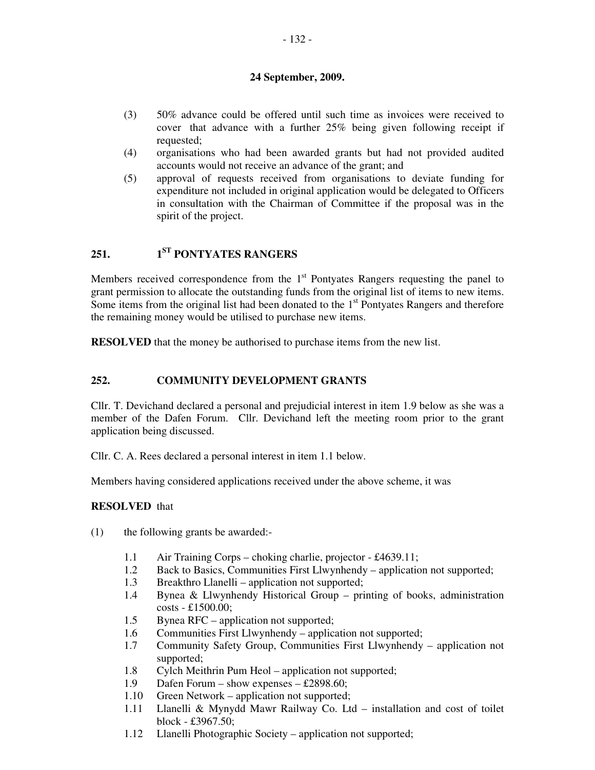**24 September, 2009.**

(3) 50% advance could be offered until such time as invoices were received to cover that advance with a further 25% being given following receipt if requested;

(4) organisations who had been awarded grants but had not provided audited accounts would not receive an advance of the grant; and

(5) approval of requests received from organisations to deviate funding for expenditure not included in original application would be delegated to Officers in consultation with the Chairman of Committee if the proposal was in the spirit of the project.

## 251. 1ST PONTYATES RANGERS

Members received correspondence from the 1st Pontyates Rangers requesting the panel to grant permission to allocate the outstanding funds from the original list of items to new items. Some items from the original list had been donated to the 1st Pontyates Rangers and therefore the remaining money would be utilised to purchase new items.

**RESOLVED** that the money be authorised to purchase items from the new list.

## 252. COMMUNITY DEVELOPMENT GRANTS

Cllr. T. Devichand declared a personal and prejudicial interest in item 1.9 below as she was a member of the Dafen Forum. Cllr. Devichand left the meeting room prior to the grant application being discussed.

Cllr. C. A. Rees declared a personal interest in item 1.1 below.

Members having considered applications received under the above scheme, it was

**RESOLVED** that

(1) the following grants be awarded:-

- 1.1 Air Training Corps – choking charlie, projector - £4639.11;
- 1.2 Back to Basics, Communities First Llwynhendy – application not supported;
- 1.3 Breakthro Llanelli – application not supported;
- 1.4 Bynea & Llwynhendy Historical Group – printing of books, administration costs - £1500.00;
- 1.5 Bynea RFC – application not supported;
- 1.6 Communities First Llwynhendy – application not supported;
- 1.7 Community Safety Group, Communities First Llwynhendy – application not supported;
- 1.8 Cylch Meithrin Pum Heol – application not supported;
- 1.9 Dafen Forum – show expenses – £2898.60;
- 1.10 Green Network – application not supported;
- 1.11 Llanelli & Mynydd Mawr Railway Co. Ltd – installation and cost of toilet block - £3967.50;
- 1.12 Llanelli Photographic Society – application not supported;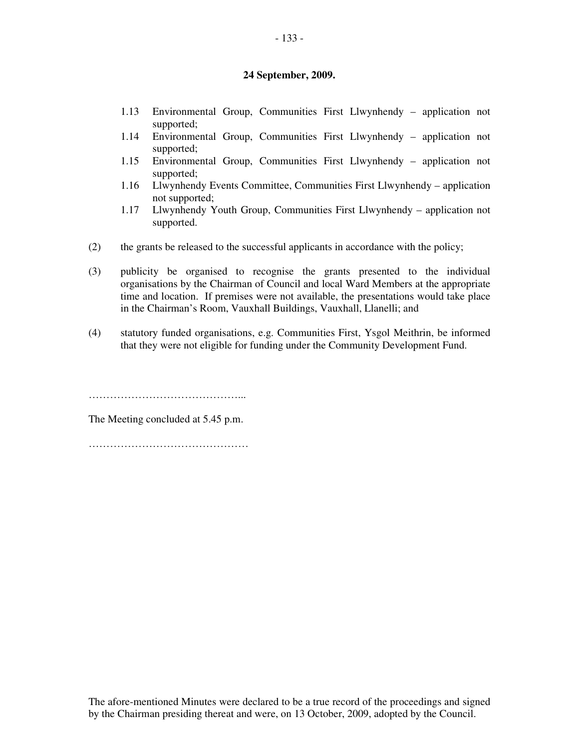**24 September, 2009.**

1.13 Environmental Group, Communities First Llwynhendy – application not supported;

1.14 Environmental Group, Communities First Llwynhendy – application not supported;

1.15 Environmental Group, Communities First Llwynhendy – application not supported;

1.16 Llwynhendy Events Committee, Communities First Llwynhendy – application not supported;

1.17 Llwynhendy Youth Group, Communities First Llwynhendy – application not supported.

(2) the grants be released to the successful applicants in accordance with the policy;

(3) publicity be organised to recognise the grants presented to the individual organisations by the Chairman of Council and local Ward Members at the appropriate time and location. If premises were not available, the presentations would take place in the Chairman's Room, Vauxhall Buildings, Vauxhall, Llanelli; and

(4) statutory funded organisations, e.g. Communities First, Ysgol Meithrin, be informed that they were not eligible for funding under the Community Development Fund.

……………………………………...

The Meeting concluded at 5.45 p.m.

………………………………………

The afore-mentioned Minutes were declared to be a true record of the proceedings and signed by the Chairman presiding thereat and were, on 13 October, 2009, adopted by the Council.